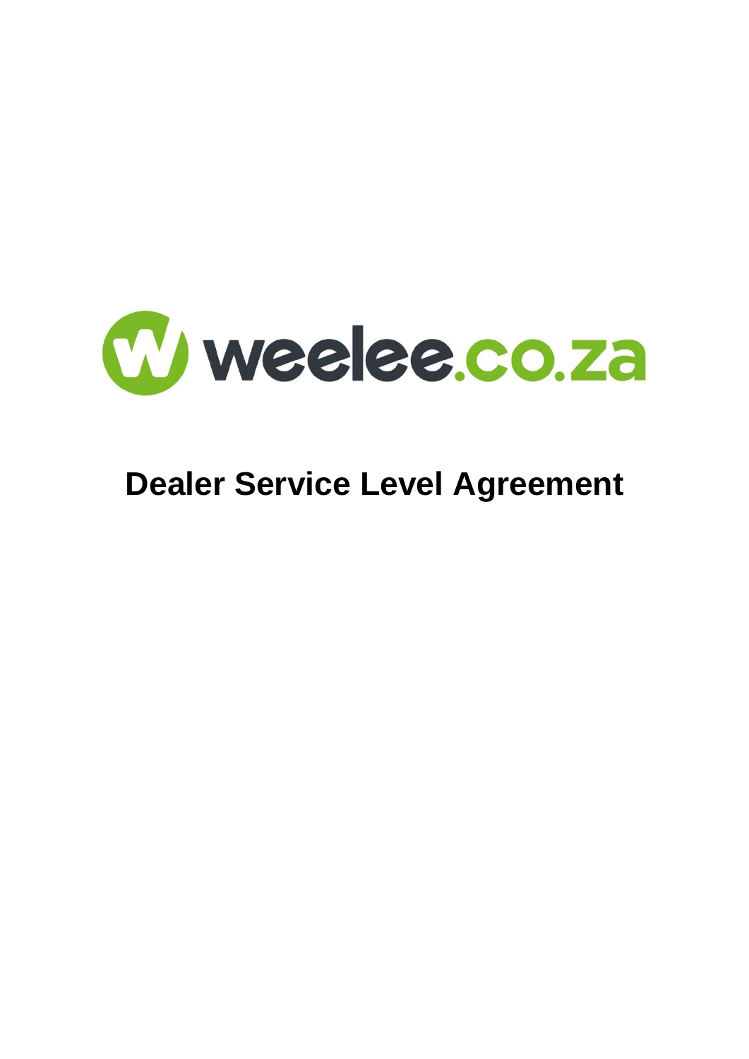weelee.co.za

# Dealer Service Level Agreement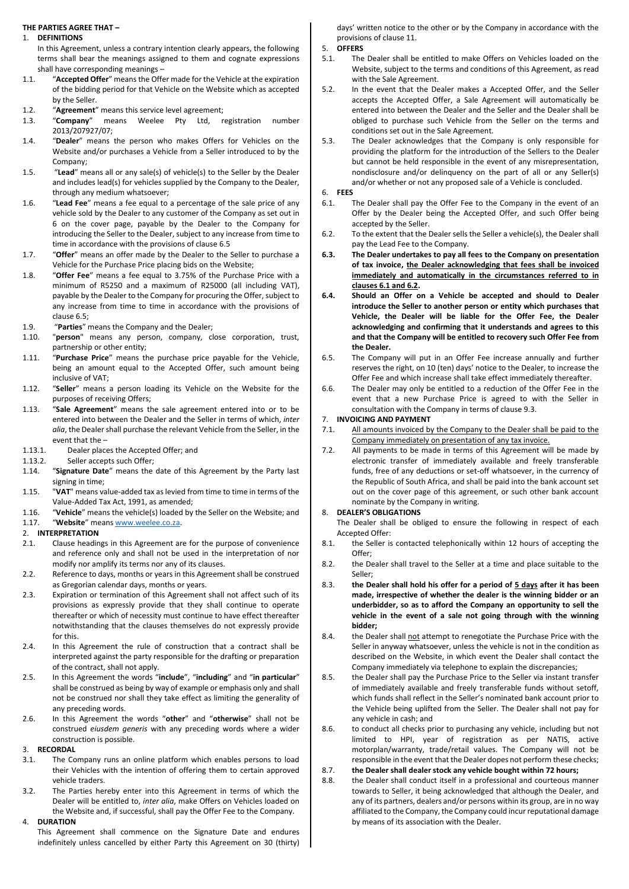**THE PARTIES AGREE THAT –**

1. **DEFINITIONS**

In this Agreement, unless a contrary intention clearly appears, the following terms shall bear the meanings assigned to them and cognate expressions shall have corresponding meanings –

1.1. "**Accepted Offer**" means the Offer made for the Vehicle at the expiration of the bidding period for that Vehicle on the Website which as accepted by the Seller.

1.2. "**Agreement**" means this service level agreement;

1.3. "**Company**" means Weelee Pty Ltd, registration number 2013/207927/07;

1.4. "**Dealer**" means the person who makes Offers for Vehicles on the Website and/or purchases a Vehicle from a Seller introduced to by the Company;

1.5. "**Lead**" means all or any sale(s) of vehicle(s) to the Seller by the Dealer and includes lead(s) for vehicles supplied by the Company to the Dealer, through any medium whatsoever;

1.6. "**Lead Fee**" means a fee equal to a percentage of the sale price of any vehicle sold by the Dealer to any customer of the Company as set out in 6 on the cover page, payable by the Dealer to the Company for introducing the Seller to the Dealer, subject to any increase from time to time in accordance with the provisions of clause 6.5

1.7. "**Offer**" means an offer made by the Dealer to the Seller to purchase a Vehicle for the Purchase Price placing bids on the Website;

1.8. "**Offer Fee**" means a fee equal to 3.75% of the Purchase Price with a minimum of R5250 and a maximum of R25000 (all including VAT), payable by the Dealer to the Company for procuring the Offer, subject to any increase from time to time in accordance with the provisions of clause 6.5;

1.9. "**Parties**" means the Company and the Dealer;

1.10. "**person**" means any person, company, close corporation, trust, partnership or other entity;

1.11. "**Purchase Price**" means the purchase price payable for the Vehicle, being an amount equal to the Accepted Offer, such amount being inclusive of VAT;

1.12. "**Seller**" means a person loading its Vehicle on the Website for the purposes of receiving Offers;

1.13. "**Sale Agreement**" means the sale agreement entered into or to be entered into between the Dealer and the Seller in terms of which, *inter alia*, the Dealer shall purchase the relevant Vehicle from the Seller, in the event that the –

1.13.1. Dealer places the Accepted Offer; and

1.13.2. Seller accepts such Offer;

1.14. "**Signature Date**" means the date of this Agreement by the Party last signing in time;

1.15. "**VAT**" means value-added tax as levied from time to time in terms of the Value-Added Tax Act, 1991, as amended;

1.16. "**Vehicle**" means the vehicle(s) loaded by the Seller on the Website; and

1.17. "**Website**" means www.weelee.co.za.

2. **INTERPRETATION**

2.1. Clause headings in this Agreement are for the purpose of convenience and reference only and shall not be used in the interpretation of nor modify nor amplify its terms nor any of its clauses.

2.2. Reference to days, months or years in this Agreement shall be construed as Gregorian calendar days, months or years.

2.3. Expiration or termination of this Agreement shall not affect such of its provisions as expressly provide that they shall continue to operate thereafter or which of necessity must continue to have effect thereafter notwithstanding that the clauses themselves do not expressly provide for this.

2.4. In this Agreement the rule of construction that a contract shall be interpreted against the party responsible for the drafting or preparation of the contract, shall not apply.

2.5. In this Agreement the words "**include**", "**including**" and "**in particular**" shall be construed as being by way of example or emphasis only and shall not be construed nor shall they take effect as limiting the generality of any preceding words.

2.6. In this Agreement the words "**other**" and "**otherwise**" shall not be construed *eiusdem generis* with any preceding words where a wider construction is possible.

3. **RECORDAL**

3.1. The Company runs an online platform which enables persons to load their Vehicles with the intention of offering them to certain approved vehicle traders.

3.2. The Parties hereby enter into this Agreement in terms of which the Dealer will be entitled to, *inter alia*, make Offers on Vehicles loaded on the Website and, if successful, shall pay the Offer Fee to the Company.

4. **DURATION**

This Agreement shall commence on the Signature Date and endures indefinitely unless cancelled by either Party this Agreement on 30 (thirty) days' written notice to the other or by the Company in accordance with the provisions of clause 11.

5. **OFFERS**

5.1. The Dealer shall be entitled to make Offers on Vehicles loaded on the Website, subject to the terms and conditions of this Agreement, as read with the Sale Agreement.

5.2. In the event that the Dealer makes a Accepted Offer, and the Seller accepts the Accepted Offer, a Sale Agreement will automatically be entered into between the Dealer and the Seller and the Dealer shall be obliged to purchase such Vehicle from the Seller on the terms and conditions set out in the Sale Agreement.

5.3. The Dealer acknowledges that the Company is only responsible for providing the platform for the introduction of the Sellers to the Dealer but cannot be held responsible in the event of any misrepresentation, nondisclosure and/or delinquency on the part of all or any Seller(s) and/or whether or not any proposed sale of a Vehicle is concluded.

6. **FEES**

6.1. The Dealer shall pay the Offer Fee to the Company in the event of an Offer by the Dealer being the Accepted Offer, and such Offer being accepted by the Seller.

6.2. To the extent that the Dealer sells the Seller a vehicle(s), the Dealer shall pay the Lead Fee to the Company.

6.3. **The Dealer undertakes to pay all fees to the Company on presentation of tax invoice, <u>the Dealer acknowledging that fees shall be invoiced immediately and automatically in the circumstances referred to in clauses 6.1 and 6.2</u>.**

6.4. **Should an Offer on a Vehicle be accepted and should to Dealer introduce the Seller to another person or entity which purchases that Vehicle, the Dealer will be liable for the Offer Fee, the Dealer acknowledging and confirming that it understands and agrees to this and that the Company will be entitled to recovery such Offer Fee from the Dealer.**

6.5. The Company will put in an Offer Fee increase annually and further reserves the right, on 10 (ten) days' notice to the Dealer, to increase the Offer Fee and which increase shall take effect immediately thereafter.

6.6. The Dealer may only be entitled to a reduction of the Offer Fee in the event that a new Purchase Price is agreed to with the Seller in consultation with the Company in terms of clause 9.3.

7. **INVOICING AND PAYMENT**

7.1. <u>All amounts invoiced by the Company to the Dealer shall be paid to the Company immediately on presentation of any tax invoice.</u>

7.2. All payments to be made in terms of this Agreement will be made by electronic transfer of immediately available and freely transferable funds, free of any deductions or set-off whatsoever, in the currency of the Republic of South Africa, and shall be paid into the bank account set out on the cover page of this agreement, or such other bank account nominate by the Company in writing.

8. **DEALER'S OBLIGATIONS**

The Dealer shall be obliged to ensure the following in respect of each Accepted Offer:

8.1. the Seller is contacted telephonically within 12 hours of accepting the Offer;

8.2. the Dealer shall travel to the Seller at a time and place suitable to the Seller;

8.3. **the Dealer shall hold his offer for a period of <u>5 days</u> after it has been made, irrespective of whether the dealer is the winning bidder or an underbidder, so as to afford the Company an opportunity to sell the vehicle in the event of a sale not going through with the winning bidder;**

8.4. the Dealer shall <u>not</u> attempt to renegotiate the Purchase Price with the Seller in anyway whatsoever, unless the vehicle is not in the condition as described on the Website, in which event the Dealer shall contact the Company immediately via telephone to explain the discrepancies;

8.5. the Dealer shall pay the Purchase Price to the Seller via instant transfer of immediately available and freely transferable funds without setoff, which funds shall reflect in the Seller's nominated bank account prior to the Vehicle being uplifted from the Seller. The Dealer shall not pay for any vehicle in cash; and

8.6. to conduct all checks prior to purchasing any vehicle, including but not limited to HPI, year of registration as per NATIS, active motorplan/warranty, trade/retail values. The Company will not be responsible in the event that the Dealer dopes not perform these checks;

8.7. **the Dealer shall dealer stock any vehicle bought within 72 hours;**

8.8. the Dealer shall conduct itself in a professional and courteous manner towards to Seller, it being acknowledged that although the Dealer, and any of its partners, dealers and/or persons within its group, are in no way affiliated to the Company, the Company could incur reputational damage by means of its association with the Dealer.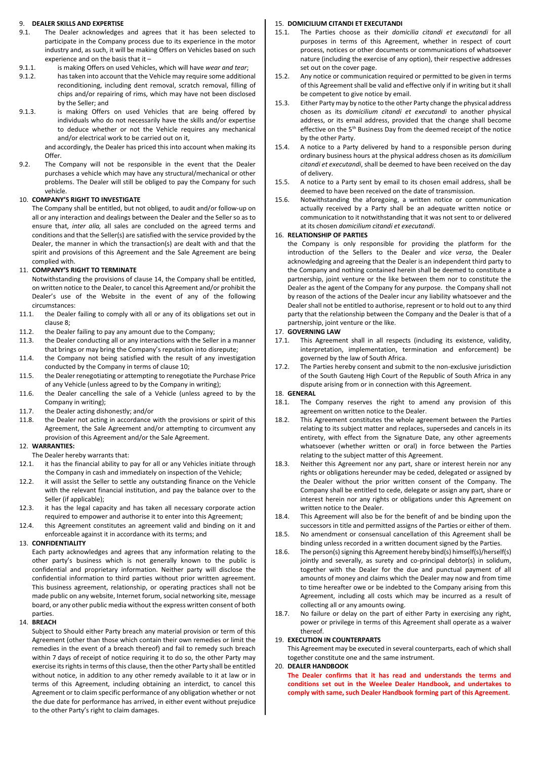## 9. DEALER SKILLS AND EXPERTISE

9.1. The Dealer acknowledges and agrees that it has been selected to participate in the Company process due to its experience in the motor industry and, as such, it will be making Offers on Vehicles based on such experience and on the basis that it –

9.1.1. is making Offers on used Vehicles, which will have *wear and tear*;

9.1.2. has taken into account that the Vehicle may require some additional reconditioning, including dent removal, scratch removal, filling of chips and/or repairing of rims, which may have not been disclosed by the Seller; and

9.1.3. is making Offers on used Vehicles that are being offered by individuals who do not necessarily have the skills and/or expertise to deduce whether or not the Vehicle requires any mechanical and/or electrical work to be carried out on it,

and accordingly, the Dealer has priced this into account when making its Offer.

9.2. The Company will not be responsible in the event that the Dealer purchases a vehicle which may have any structural/mechanical or other problems. The Dealer will still be obliged to pay the Company for such vehicle.

## 10. COMPANY'S RIGHT TO INVESTIGATE

The Company shall be entitled, but not obliged, to audit and/or follow-up on all or any interaction and dealings between the Dealer and the Seller so as to ensure that, *inter alia,* all sales are concluded on the agreed terms and conditions and that the Seller(s) are satisfied with the service provided by the Dealer, the manner in which the transaction(s) are dealt with and that the spirit and provisions of this Agreement and the Sale Agreement are being complied with.

## 11. COMPANY'S RIGHT TO TERMINATE

Notwithstanding the provisions of clause 14, the Company shall be entitled, on written notice to the Dealer, to cancel this Agreement and/or prohibit the Dealer's use of the Website in the event of any of the following circumstances:

11.1. the Dealer failing to comply with all or any of its obligations set out in clause 8;

11.2. the Dealer failing to pay any amount due to the Company;

11.3. the Dealer conducting all or any interactions with the Seller in a manner that brings or may bring the Company's reputation into disrepute;

11.4. the Company not being satisfied with the result of any investigation conducted by the Company in terms of clause 10;

11.5. the Dealer renegotiating or attempting to renegotiate the Purchase Price of any Vehicle (unless agreed to by the Company in writing);

11.6. the Dealer cancelling the sale of a Vehicle (unless agreed to by the Company in writing);

11.7. the Dealer acting dishonestly; and/or

11.8. the Dealer not acting in accordance with the provisions or spirit of this Agreement, the Sale Agreement and/or attempting to circumvent any provision of this Agreement and/or the Sale Agreement.

## 12. WARRANTIES:

The Dealer hereby warrants that:

12.1. it has the financial ability to pay for all or any Vehicles initiate through the Company in cash and immediately on inspection of the Vehicle;

12.2. it will assist the Seller to settle any outstanding finance on the Vehicle with the relevant financial institution, and pay the balance over to the Seller (if applicable);

12.3. it has the legal capacity and has taken all necessary corporate action required to empower and authorise it to enter into this Agreement;

12.4. this Agreement constitutes an agreement valid and binding on it and enforceable against it in accordance with its terms; and

## 13. CONFIDENTIALITY

Each party acknowledges and agrees that any information relating to the other party's business which is not generally known to the public is confidential and proprietary information. Neither party will disclose the confidential information to third parties without prior written agreement. This business agreement, relationship, or operating practices shall not be made public on any website, Internet forum, social networking site, message board, or any other public media without the express written consent of both parties.

## 14. BREACH

Subject to Should either Party breach any material provision or term of this Agreement (other than those which contain their own remedies or limit the remedies in the event of a breach thereof) and fail to remedy such breach within 7 days of receipt of notice requiring it to do so, the other Party may exercise its rights in terms of this clause, then the other Party shall be entitled without notice, in addition to any other remedy available to it at law or in terms of this Agreement, including obtaining an interdict, to cancel this Agreement or to claim specific performance of any obligation whether or not the due date for performance has arrived, in either event without prejudice to the other Party's right to claim damages.

## 15. DOMICILIUM CITANDI ET EXECUTANDI

15.1. The Parties choose as their *domicilia citandi et executandi* for all purposes in terms of this Agreement, whether in respect of court process, notices or other documents or communications of whatsoever nature (including the exercise of any option), their respective addresses set out on the cover page.

15.2. Any notice or communication required or permitted to be given in terms of this Agreement shall be valid and effective only if in writing but it shall be competent to give notice by email.

15.3. Either Party may by notice to the other Party change the physical address chosen as its *domicilium citandi et executandi* to another physical address, or its email address, provided that the change shall become effective on the 5th Business Day from the deemed receipt of the notice by the other Party.

15.4. A notice to a Party delivered by hand to a responsible person during ordinary business hours at the physical address chosen as its *domicilium citandi et executandi*, shall be deemed to have been received on the day of delivery.

15.5. A notice to a Party sent by email to its chosen email address, shall be deemed to have been received on the date of transmission.

15.6. Notwithstanding the aforegoing, a written notice or communication actually received by a Party shall be an adequate written notice or communication to it notwithstanding that it was not sent to or delivered at its chosen *domicilium citandi et executandi*.

## 16. RELATIONSHIP OF PARTIES

the Company is only responsible for providing the platform for the introduction of the Sellers to the Dealer and *vice versa*, the Dealer acknowledging and agreeing that the Dealer is an independent third party to the Company and nothing contained herein shall be deemed to constitute a partnership, joint venture or the like between them nor to constitute the Dealer as the agent of the Company for any purpose. The Company shall not by reason of the actions of the Dealer incur any liability whatsoever and the Dealer shall not be entitled to authorise, represent or to hold out to any third party that the relationship between the Company and the Dealer is that of a partnership, joint venture or the like.

## 17. GOVERNING LAW

17.1. This Agreement shall in all respects (including its existence, validity, interpretation, implementation, termination and enforcement) be governed by the law of South Africa.

17.2. The Parties hereby consent and submit to the non-exclusive jurisdiction of the South Gauteng High Court of the Republic of South Africa in any dispute arising from or in connection with this Agreement.

## 18. GENERAL

18.1. The Company reserves the right to amend any provision of this agreement on written notice to the Dealer.

18.2. This Agreement constitutes the whole agreement between the Parties relating to its subject matter and replaces, supersedes and cancels in its entirety, with effect from the Signature Date, any other agreements whatsoever (whether written or oral) in force between the Parties relating to the subject matter of this Agreement.

18.3. Neither this Agreement nor any part, share or interest herein nor any rights or obligations hereunder may be ceded, delegated or assigned by the Dealer without the prior written consent of the Company. The Company shall be entitled to cede, delegate or assign any part, share or interest herein nor any rights or obligations under this Agreement on written notice to the Dealer.

18.4. This Agreement will also be for the benefit of and be binding upon the successors in title and permitted assigns of the Parties or either of them.

18.5. No amendment or consensual cancellation of this Agreement shall be binding unless recorded in a written document signed by the Parties.

18.6. The person(s) signing this Agreement hereby bind(s) himself(s)/herself(s) jointly and severally, as surety and co-principal debtor(s) in solidum, together with the Dealer for the due and punctual payment of all amounts of money and claims which the Dealer may now and from time to time hereafter owe or be indebted to the Company arising from this Agreement, including all costs which may be incurred as a result of collecting all or any amounts owing.

18.7. No failure or delay on the part of either Party in exercising any right, power or privilege in terms of this Agreement shall operate as a waiver thereof.

## 19. EXECUTION IN COUNTERPARTS

This Agreement may be executed in several counterparts, each of which shall together constitute one and the same instrument.

## 20. DEALER HANDBOOK

**The Dealer confirms that it has read and understands the terms and conditions set out in the Weelee Dealer Handbook, and undertakes to comply with same, such Dealer Handbook forming part of this Agreement.**